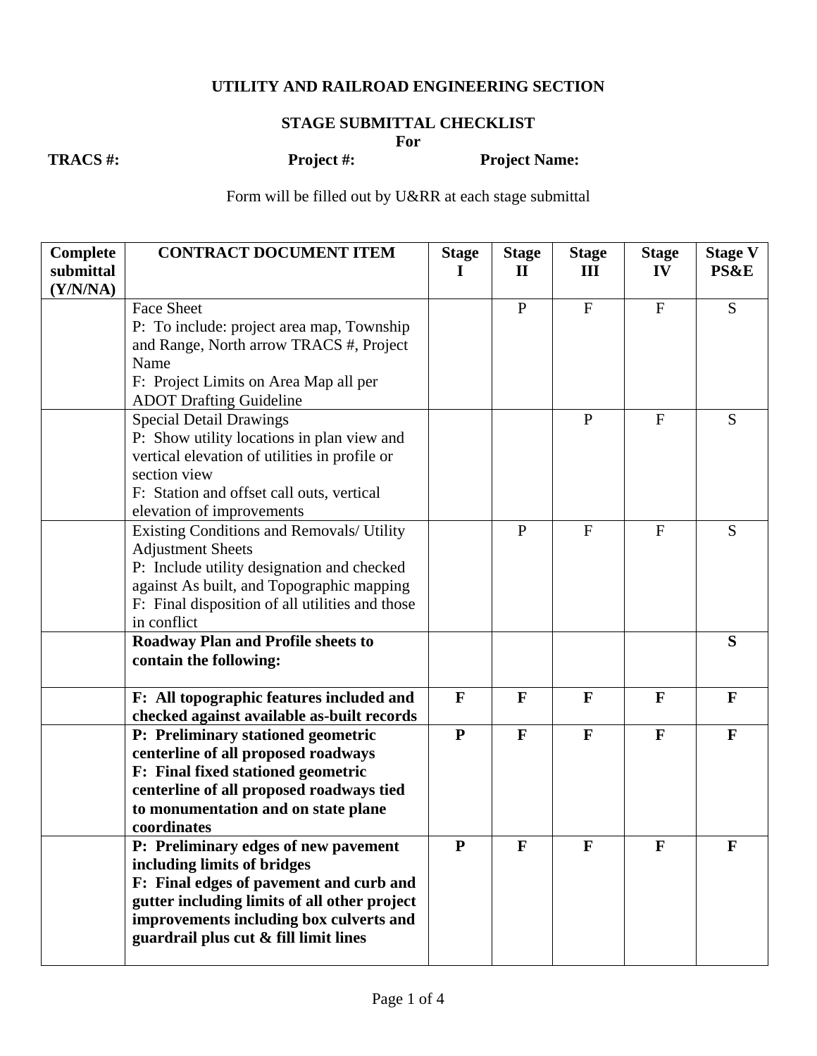# UTILITY AND RAILROAD ENGINEERING SECTION

## STAGE SUBMITTAL CHECKLIST

**For**

**TRACS #:** **Project #:** **Project Name:**

Form will be filled out by U&RR at each stage submittal

| Complete submittal (Y/N/NA) | CONTRACT DOCUMENT ITEM | Stage I | Stage II | Stage III | Stage IV | Stage V PS&E |
|---|---|---|---|---|---|---|
| | Face Sheet<br>P: To include: project area map, Township and Range, North arrow TRACS #, Project Name<br>F: Project Limits on Area Map all per ADOT Drafting Guideline | | P | F | F | S |
| | Special Detail Drawings<br>P: Show utility locations in plan view and vertical elevation of utilities in profile or section view<br>F: Station and offset call outs, vertical elevation of improvements | | | P | F | S |
| | Existing Conditions and Removals/ Utility Adjustment Sheets<br>P: Include utility designation and checked against As built, and Topographic mapping<br>F: Final disposition of all utilities and those in conflict | | P | F | F | S |
| | **Roadway Plan and Profile sheets to contain the following:** | | | | | **S** |
| | **F: All topographic features included and checked against available as-built records** | **F** | **F** | **F** | **F** | **F** |
| | **P: Preliminary stationed geometric centerline of all proposed roadways**<br>**F: Final fixed stationed geometric centerline of all proposed roadways tied to monumentation and on state plane coordinates** | **P** | **F** | **F** | **F** | **F** |
| | **P: Preliminary edges of new pavement including limits of bridges**<br>**F: Final edges of pavement and curb and gutter including limits of all other project improvements including box culverts and guardrail plus cut & fill limit lines** | **P** | **F** | **F** | **F** | **F** |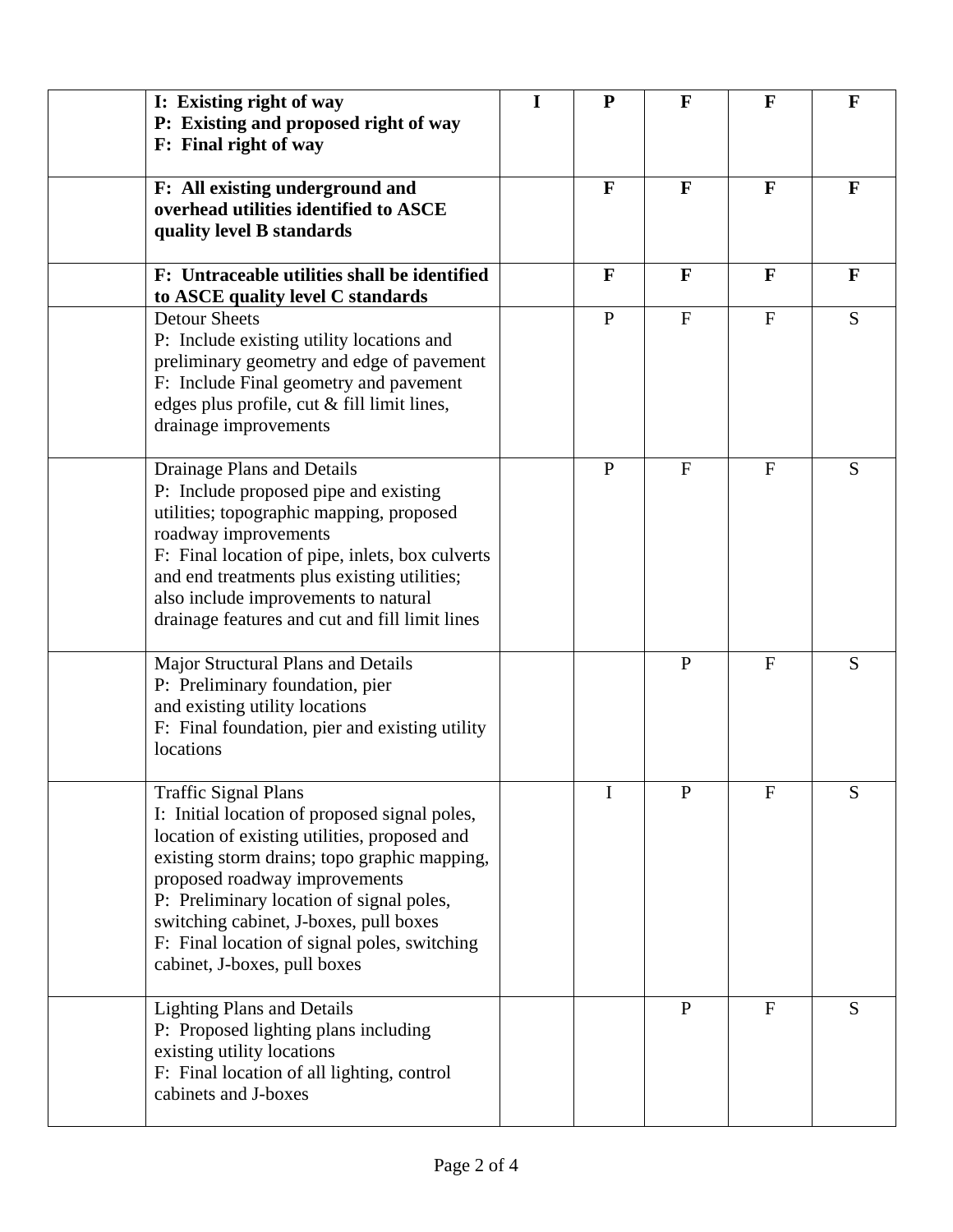| | | | | | | |
|---|---|---|---|---|---|---|
| | **I: Existing right of way**<br>**P: Existing and proposed right of way**<br>**F: Final right of way** | **I** | **P** | **F** | **F** | **F** |
| | **F: All existing underground and overhead utilities identified to ASCE quality level B standards** | | **F** | **F** | **F** | **F** |
| | **F: Untraceable utilities shall be identified to ASCE quality level C standards** | | **F** | **F** | **F** | **F** |
| | Detour Sheets<br>P: Include existing utility locations and preliminary geometry and edge of pavement<br>F: Include Final geometry and pavement edges plus profile, cut & fill limit lines, drainage improvements | | P | F | F | S |
| | Drainage Plans and Details<br>P: Include proposed pipe and existing utilities; topographic mapping, proposed roadway improvements<br>F: Final location of pipe, inlets, box culverts and end treatments plus existing utilities; also include improvements to natural drainage features and cut and fill limit lines | | P | F | F | S |
| | Major Structural Plans and Details<br>P: Preliminary foundation, pier and existing utility locations<br>F: Final foundation, pier and existing utility locations | | | P | F | S |
| | Traffic Signal Plans<br>I: Initial location of proposed signal poles, location of existing utilities, proposed and existing storm drains; topo graphic mapping, proposed roadway improvements<br>P: Preliminary location of signal poles, switching cabinet, J-boxes, pull boxes<br>F: Final location of signal poles, switching cabinet, J-boxes, pull boxes | | I | P | F | S |
| | Lighting Plans and Details<br>P: Proposed lighting plans including existing utility locations<br>F: Final location of all lighting, control cabinets and J-boxes | | | P | F | S |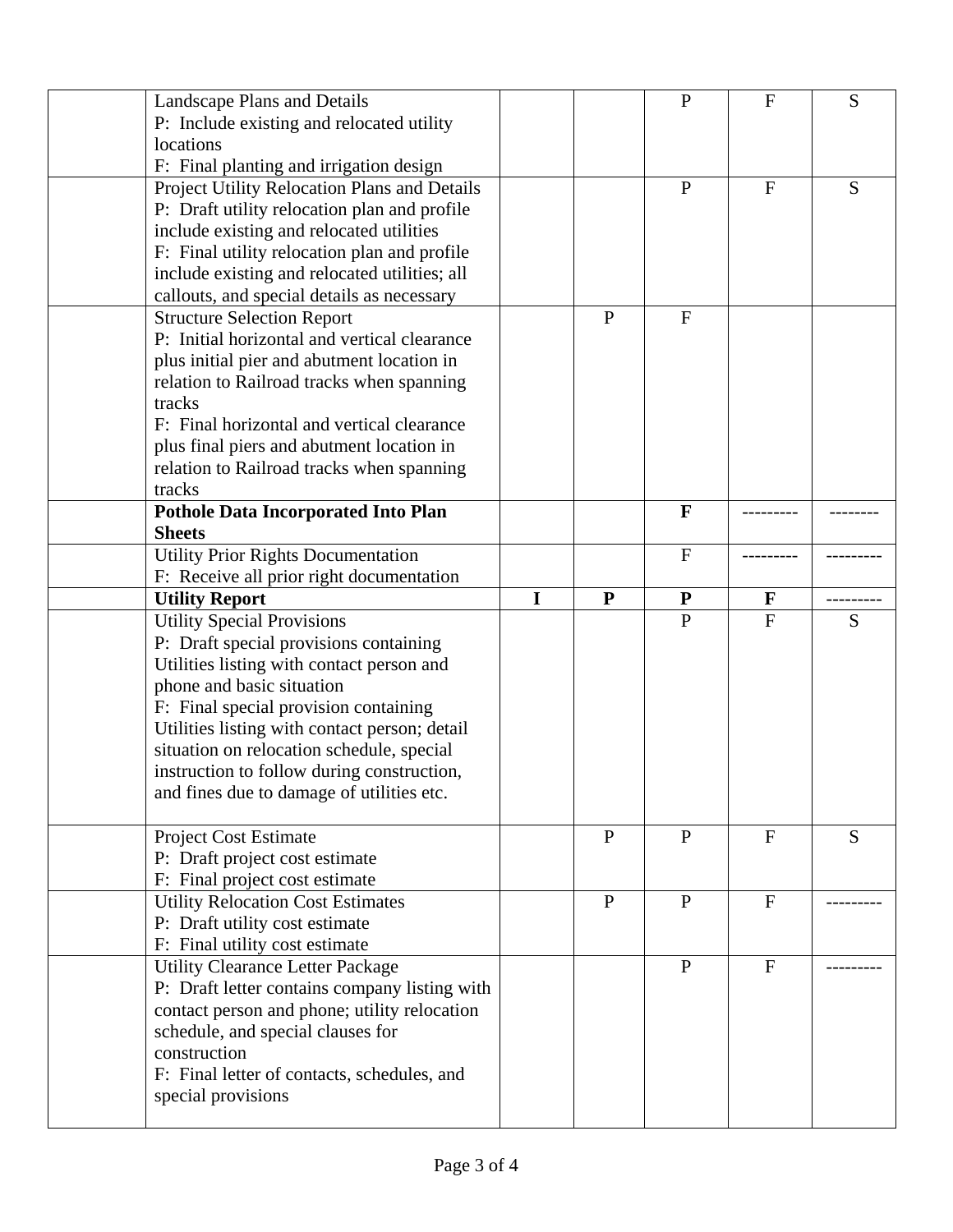| | | | | | | |
|---|---|---|---|---|---|---|
| | Landscape Plans and Details<br>P: Include existing and relocated utility locations<br>F: Final planting and irrigation design | | | P | F | S |
| | Project Utility Relocation Plans and Details<br>P: Draft utility relocation plan and profile include existing and relocated utilities<br>F: Final utility relocation plan and profile include existing and relocated utilities; all callouts, and special details as necessary | | | P | F | S |
| | Structure Selection Report<br>P: Initial horizontal and vertical clearance plus initial pier and abutment location in relation to Railroad tracks when spanning tracks<br>F: Final horizontal and vertical clearance plus final piers and abutment location in relation to Railroad tracks when spanning tracks | | P | F | | |
| | **Pothole Data Incorporated Into Plan Sheets** | | | **F** | --------- | -------- |
| | Utility Prior Rights Documentation<br>F: Receive all prior right documentation | | | F | --------- | --------- |
| | **Utility Report** | **I** | **P** | **P** | **F** | --------- |
| | Utility Special Provisions<br>P: Draft special provisions containing Utilities listing with contact person and phone and basic situation<br>F: Final special provision containing Utilities listing with contact person; detail situation on relocation schedule, special instruction to follow during construction, and fines due to damage of utilities etc. | | | P | F | S |
| | Project Cost Estimate<br>P: Draft project cost estimate<br>F: Final project cost estimate | | P | P | F | S |
| | Utility Relocation Cost Estimates<br>P: Draft utility cost estimate<br>F: Final utility cost estimate | | P | P | F | --------- |
| | Utility Clearance Letter Package<br>P: Draft letter contains company listing with contact person and phone; utility relocation schedule, and special clauses for construction<br>F: Final letter of contacts, schedules, and special provisions | | | P | F | --------- |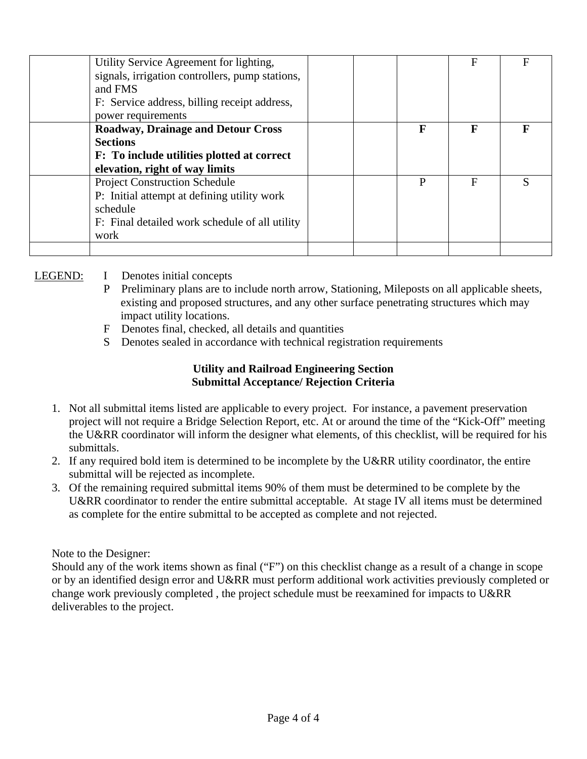| | | | | | | |
|---|---|---|---|---|---|---|
| | Utility Service Agreement for lighting, signals, irrigation controllers, pump stations, and FMS<br>F: Service address, billing receipt address, power requirements | | | | F | F |
| | **Roadway, Drainage and Detour Cross Sections**<br>**F: To include utilities plotted at correct elevation, right of way limits** | | | **F** | **F** | **F** |
| | Project Construction Schedule<br>P: Initial attempt at defining utility work schedule<br>F: Final detailed work schedule of all utility work | | | P | F | S |
| | | | | | | |

LEGEND:
- I Denotes initial concepts
- P Preliminary plans are to include north arrow, Stationing, Mileposts on all applicable sheets, existing and proposed structures, and any other surface penetrating structures which may impact utility locations.
- F Denotes final, checked, all details and quantities
- S Denotes sealed in accordance with technical registration requirements

**Utility and Railroad Engineering Section**
**Submittal Acceptance/ Rejection Criteria**

1. Not all submittal items listed are applicable to every project. For instance, a pavement preservation project will not require a Bridge Selection Report, etc. At or around the time of the "Kick-Off" meeting the U&RR coordinator will inform the designer what elements, of this checklist, will be required for his submittals.
2. If any required bold item is determined to be incomplete by the U&RR utility coordinator, the entire submittal will be rejected as incomplete.
3. Of the remaining required submittal items 90% of them must be determined to be complete by the U&RR coordinator to render the entire submittal acceptable. At stage IV all items must be determined as complete for the entire submittal to be accepted as complete and not rejected.

Note to the Designer:
Should any of the work items shown as final ("F") on this checklist change as a result of a change in scope or by an identified design error and U&RR must perform additional work activities previously completed or change work previously completed , the project schedule must be reexamined for impacts to U&RR deliverables to the project.